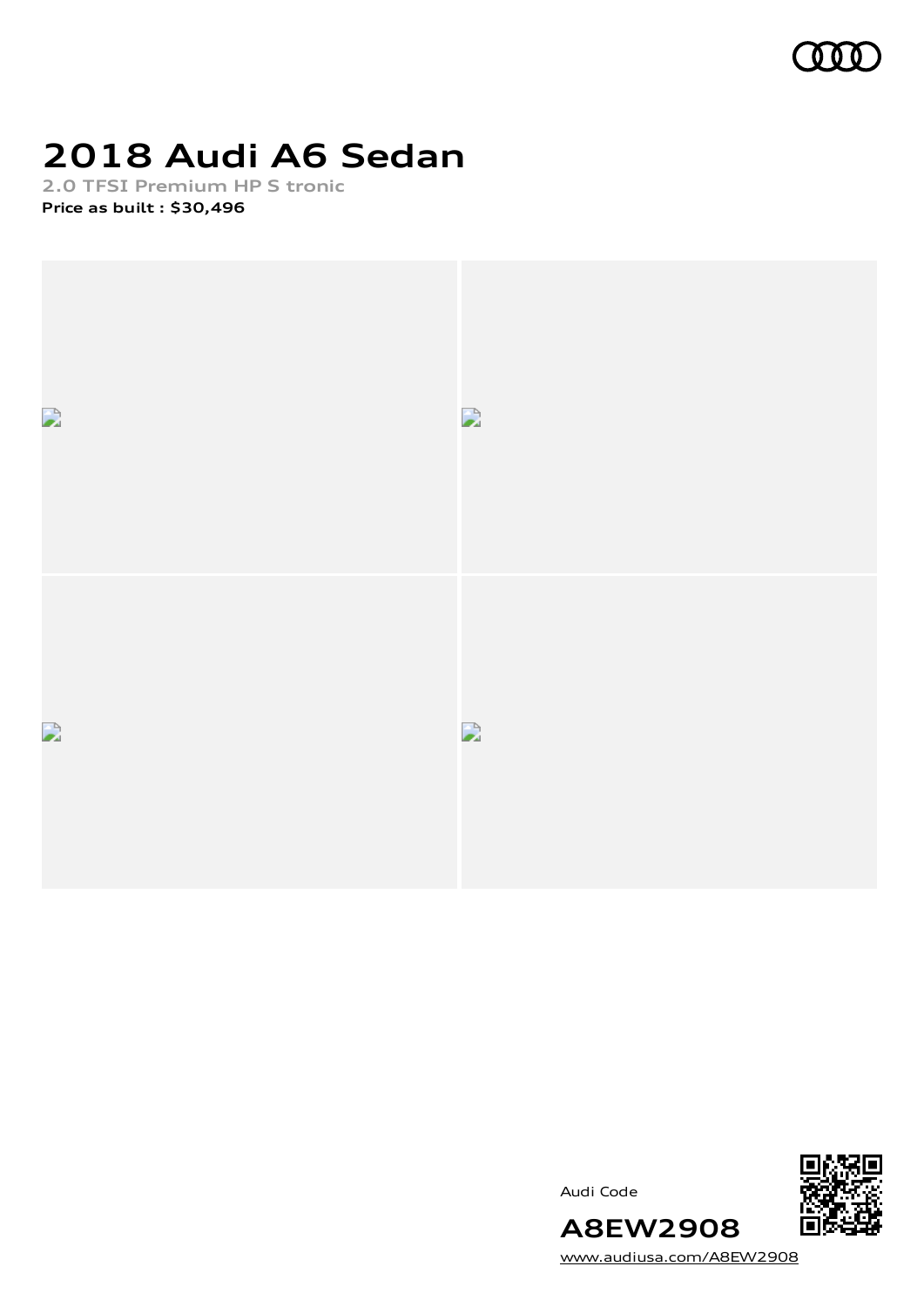# 2018 Audi A6 Sedan

2.0 TFSI Premium HP S tronic

**Price as built : $30,496**

Audi Code

**A8EW2908**

www.audiusa.com/A8EW2908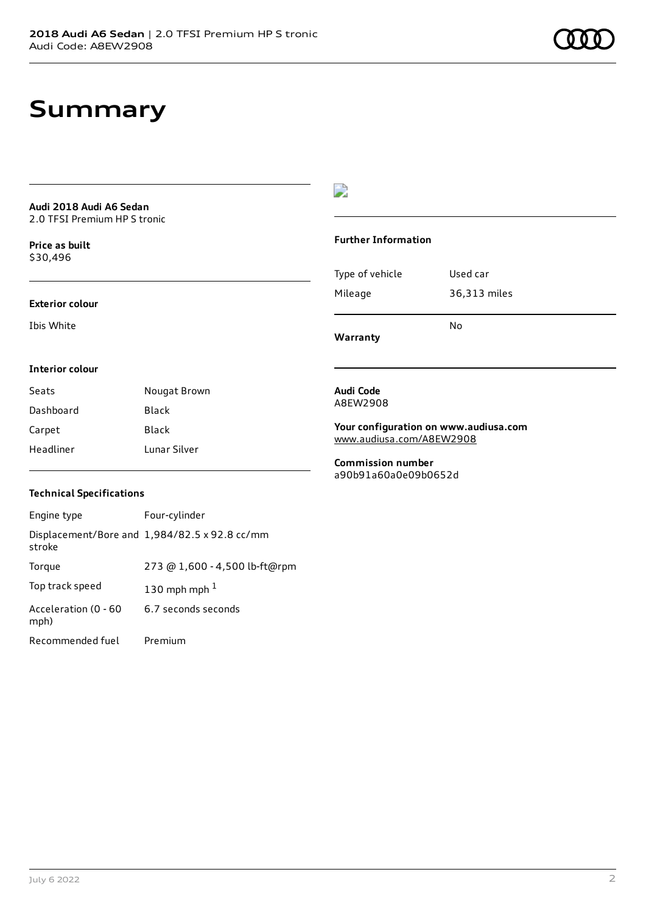# Summary

**Audi 2018 Audi A6 Sedan**
2.0 TFSI Premium HP S tronic

**Price as built**
$30,496

**Exterior colour**

Ibis White

**Interior colour**

| Seats | Nougat Brown |
| --- | --- |
| Dashboard | Black |
| Carpet | Black |
| Headliner | Lunar Silver |

**Technical Specifications**

| Engine type | Four-cylinder |
| --- | --- |
| Displacement/Bore and stroke | 1,984/82.5 x 92.8 cc/mm |
| Torque | 273 @ 1,600 - 4,500 lb-ft@rpm |
| Top track speed | 130 mph mph [1] |
| Acceleration (0 - 60 mph) | 6.7 seconds seconds |
| Recommended fuel | Premium |

**Further Information**

| Type of vehicle | Used car |
| --- | --- |
| Mileage | 36,313 miles |
| **Warranty** | No |

**Audi Code**
A8EW2908

**Your configuration on www.audiusa.com**
www.audiusa.com/A8EW2908

**Commission number**
a90b91a60a0e09b0652d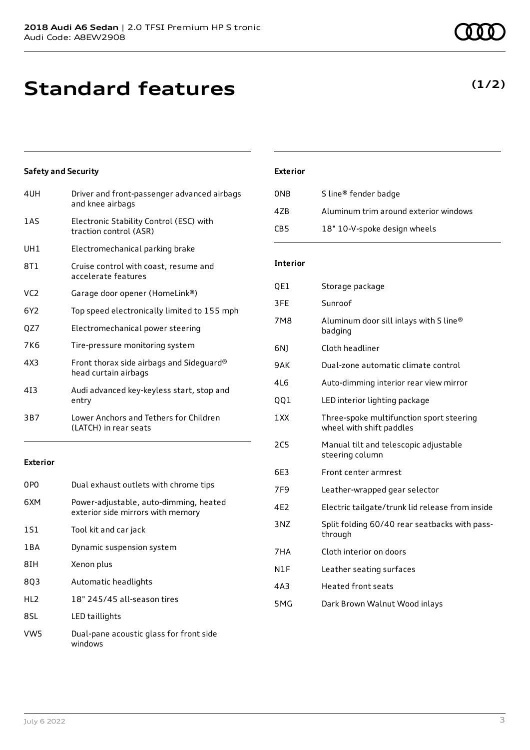**2018 Audi A6 Sedan** | 2.0 TFSI Premium HP S tronic
Audi Code: A8EW2908

# Standard features

**(1/2)**

### Safety and Security

| | |
|---|---|
| 4UH | Driver and front-passenger advanced airbags and knee airbags |
| 1AS | Electronic Stability Control (ESC) with traction control (ASR) |
| UH1 | Electromechanical parking brake |
| 8T1 | Cruise control with coast, resume and accelerate features |
| VC2 | Garage door opener (HomeLink®) |
| 6Y2 | Top speed electronically limited to 155 mph |
| QZ7 | Electromechanical power steering |
| 7K6 | Tire-pressure monitoring system |
| 4X3 | Front thorax side airbags and Sideguard® head curtain airbags |
| 4I3 | Audi advanced key-keyless start, stop and entry |
| 3B7 | Lower Anchors and Tethers for Children (LATCH) in rear seats |

### Exterior

| | |
|---|---|
| 0P0 | Dual exhaust outlets with chrome tips |
| 6XM | Power-adjustable, auto-dimming, heated exterior side mirrors with memory |
| 1S1 | Tool kit and car jack |
| 1BA | Dynamic suspension system |
| 8IH | Xenon plus |
| 8Q3 | Automatic headlights |
| HL2 | 18" 245/45 all-season tires |
| 8SL | LED taillights |
| VW5 | Dual-pane acoustic glass for front side windows |

### Exterior

| | |
|---|---|
| 0NB | S line® fender badge |
| 4ZB | Aluminum trim around exterior windows |
| CB5 | 18" 10-V-spoke design wheels |

### Interior

| | |
|---|---|
| QE1 | Storage package |
| 3FE | Sunroof |
| 7M8 | Aluminum door sill inlays with S line® badging |
| 6NJ | Cloth headliner |
| 9AK | Dual-zone automatic climate control |
| 4L6 | Auto-dimming interior rear view mirror |
| QQ1 | LED interior lighting package |
| 1XX | Three-spoke multifunction sport steering wheel with shift paddles |
| 2C5 | Manual tilt and telescopic adjustable steering column |
| 6E3 | Front center armrest |
| 7F9 | Leather-wrapped gear selector |
| 4E2 | Electric tailgate/trunk lid release from inside |
| 3NZ | Split folding 60/40 rear seatbacks with pass-through |
| 7HA | Cloth interior on doors |
| N1F | Leather seating surfaces |
| 4A3 | Heated front seats |
| 5MG | Dark Brown Walnut Wood inlays |

July 6 2022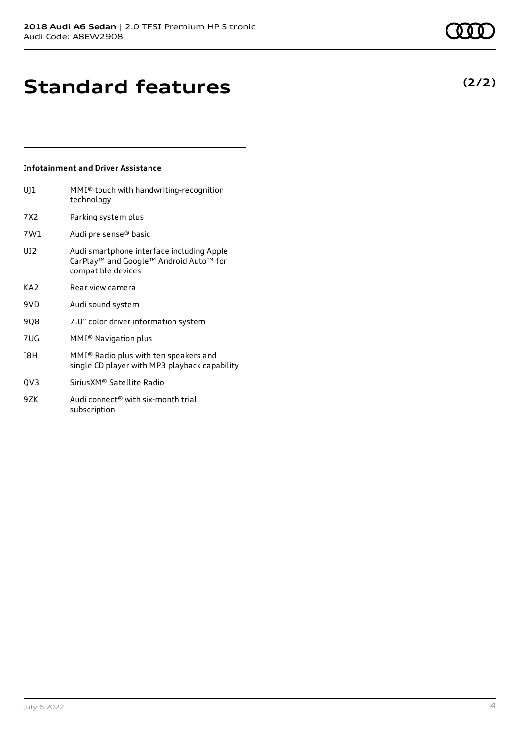# Standard features

**(2/2)**

### Infotainment and Driver Assistance

| | |
|---|---|
| UJ1 | MMI® touch with handwriting-recognition technology |
| 7X2 | Parking system plus |
| 7W1 | Audi pre sense® basic |
| UI2 | Audi smartphone interface including Apple CarPlay™ and Google™ Android Auto™ for compatible devices |
| KA2 | Rear view camera |
| 9VD | Audi sound system |
| 9Q8 | 7.0" color driver information system |
| 7UG | MMI® Navigation plus |
| I8H | MMI® Radio plus with ten speakers and single CD player with MP3 playback capability |
| QV3 | SiriusXM® Satellite Radio |
| 9ZK | Audi connect® with six-month trial subscription |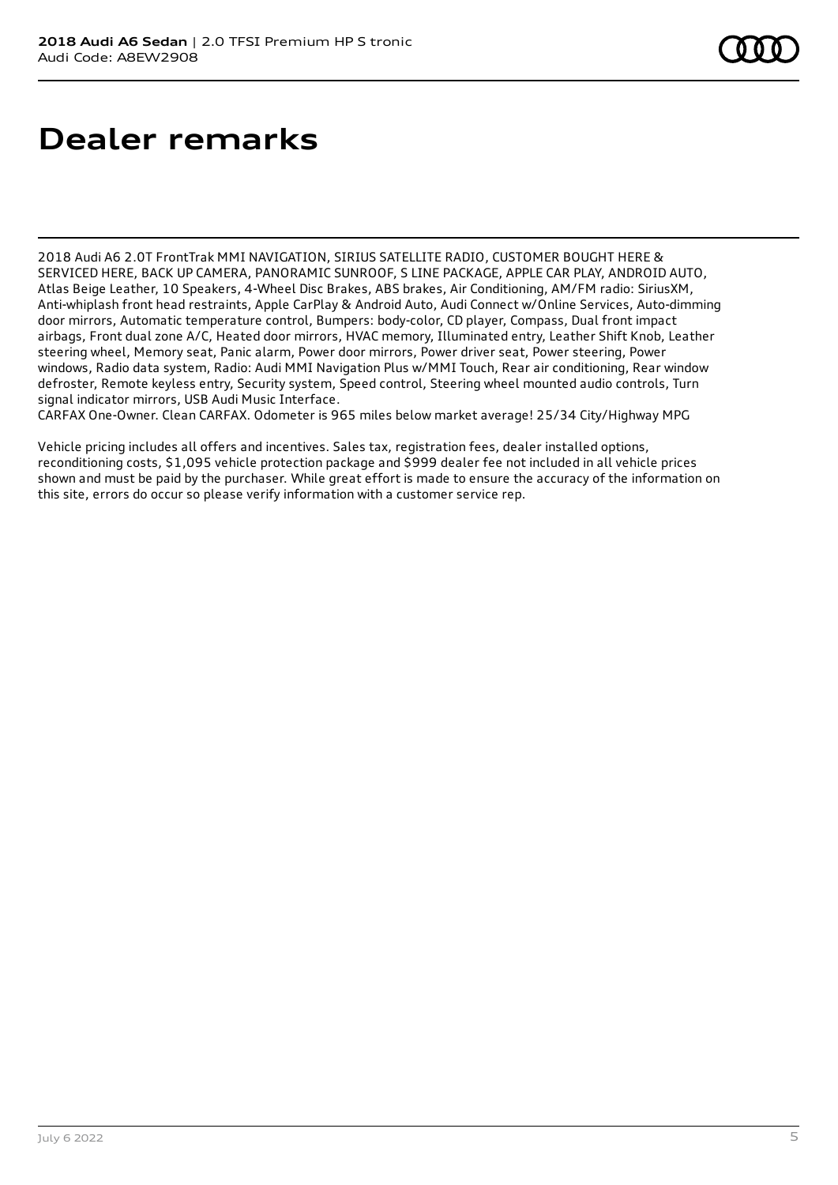# Dealer remarks

2018 Audi A6 2.0T FrontTrak MMI NAVIGATION, SIRIUS SATELLITE RADIO, CUSTOMER BOUGHT HERE & SERVICED HERE, BACK UP CAMERA, PANORAMIC SUNROOF, S LINE PACKAGE, APPLE CAR PLAY, ANDROID AUTO, Atlas Beige Leather, 10 Speakers, 4-Wheel Disc Brakes, ABS brakes, Air Conditioning, AM/FM radio: SiriusXM, Anti-whiplash front head restraints, Apple CarPlay & Android Auto, Audi Connect w/Online Services, Auto-dimming door mirrors, Automatic temperature control, Bumpers: body-color, CD player, Compass, Dual front impact airbags, Front dual zone A/C, Heated door mirrors, HVAC memory, Illuminated entry, Leather Shift Knob, Leather steering wheel, Memory seat, Panic alarm, Power door mirrors, Power driver seat, Power steering, Power windows, Radio data system, Radio: Audi MMI Navigation Plus w/MMI Touch, Rear air conditioning, Rear window defroster, Remote keyless entry, Security system, Speed control, Steering wheel mounted audio controls, Turn signal indicator mirrors, USB Audi Music Interface.
CARFAX One-Owner. Clean CARFAX. Odometer is 965 miles below market average! 25/34 City/Highway MPG

Vehicle pricing includes all offers and incentives. Sales tax, registration fees, dealer installed options, reconditioning costs, $1,095 vehicle protection package and $999 dealer fee not included in all vehicle prices shown and must be paid by the purchaser. While great effort is made to ensure the accuracy of the information on this site, errors do occur so please verify information with a customer service rep.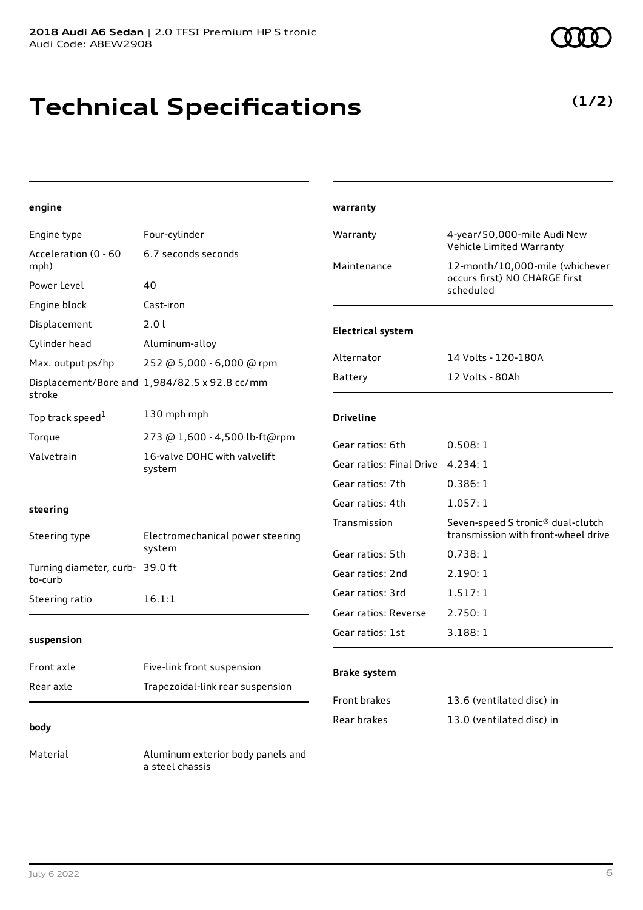# Technical Specifications

**(1/2)**

#### engine

| | |
|---|---|
| Engine type | Four-cylinder |
| Acceleration (0 - 60 mph) | 6.7 seconds seconds |
| Power Level | 40 |
| Engine block | Cast-iron |
| Displacement | 2.0 l |
| Cylinder head | Aluminum-alloy |
| Max. output ps/hp | 252 @ 5,000 - 6,000 @ rpm |
| Displacement/Bore and stroke | 1,984/82.5 x 92.8 cc/mm |
| Top track speed[1] | 130 mph mph |
| Torque | 273 @ 1,600 - 4,500 lb-ft@rpm |
| Valvetrain | 16-valve DOHC with valvelift system |

#### steering

| | |
|---|---|
| Steering type | Electromechanical power steering system |
| Turning diameter, curb-to-curb | 39.0 ft |
| Steering ratio | 16.1:1 |

#### suspension

| | |
|---|---|
| Front axle | Five-link front suspension |
| Rear axle | Trapezoidal-link rear suspension |

#### body

| | |
|---|---|
| Material | Aluminum exterior body panels and a steel chassis |

#### warranty

| | |
|---|---|
| Warranty | 4-year/50,000-mile Audi New Vehicle Limited Warranty |
| Maintenance | 12-month/10,000-mile (whichever occurs first) NO CHARGE first scheduled |

#### Electrical system

| | |
|---|---|
| Alternator | 14 Volts - 120-180A |
| Battery | 12 Volts - 80Ah |

#### Driveline

| | |
|---|---|
| Gear ratios: 6th | 0.508: 1 |
| Gear ratios: Final Drive | 4.234: 1 |
| Gear ratios: 7th | 0.386: 1 |
| Gear ratios: 4th | 1.057: 1 |
| Transmission | Seven-speed S tronic® dual-clutch transmission with front-wheel drive |
| Gear ratios: 5th | 0.738: 1 |
| Gear ratios: 2nd | 2.190: 1 |
| Gear ratios: 3rd | 1.517: 1 |
| Gear ratios: Reverse | 2.750: 1 |
| Gear ratios: 1st | 3.188: 1 |

#### Brake system

| | |
|---|---|
| Front brakes | 13.6 (ventilated disc) in |
| Rear brakes | 13.0 (ventilated disc) in |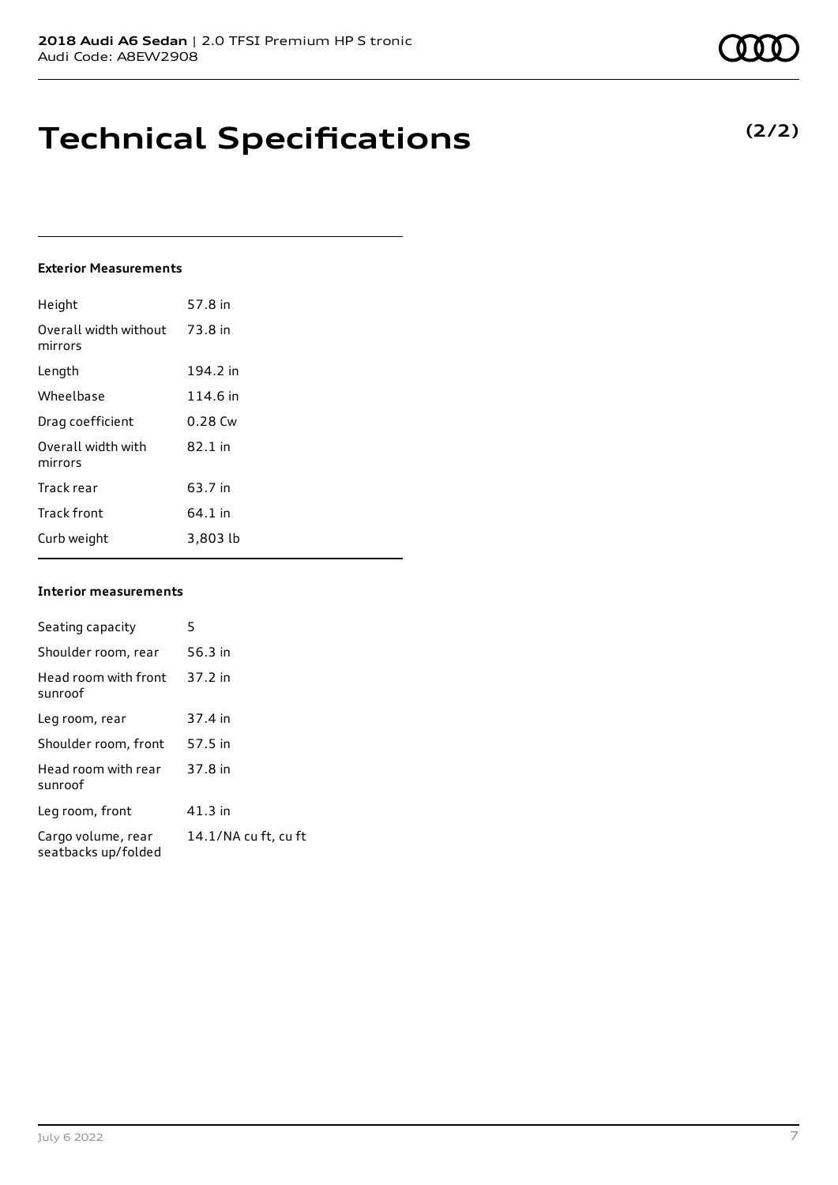2018 **Audi A6 Sedan** | 2.0 TFSI Premium HP S tronic
Audi Code: A8EW2908

# Technical Specifications

**(2/2)**

### Exterior Measurements

| | |
|---|---|
| Height | 57.8 in |
| Overall width without mirrors | 73.8 in |
| Length | 194.2 in |
| Wheelbase | 114.6 in |
| Drag coefficient | 0.28 Cw |
| Overall width with mirrors | 82.1 in |
| Track rear | 63.7 in |
| Track front | 64.1 in |
| Curb weight | 3,803 lb |

### Interior measurements

| | |
|---|---|
| Seating capacity | 5 |
| Shoulder room, rear | 56.3 in |
| Head room with front sunroof | 37.2 in |
| Leg room, rear | 37.4 in |
| Shoulder room, front | 57.5 in |
| Head room with rear sunroof | 37.8 in |
| Leg room, front | 41.3 in |
| Cargo volume, rear seatbacks up/folded | 14.1/NA cu ft, cu ft |

July 6 2022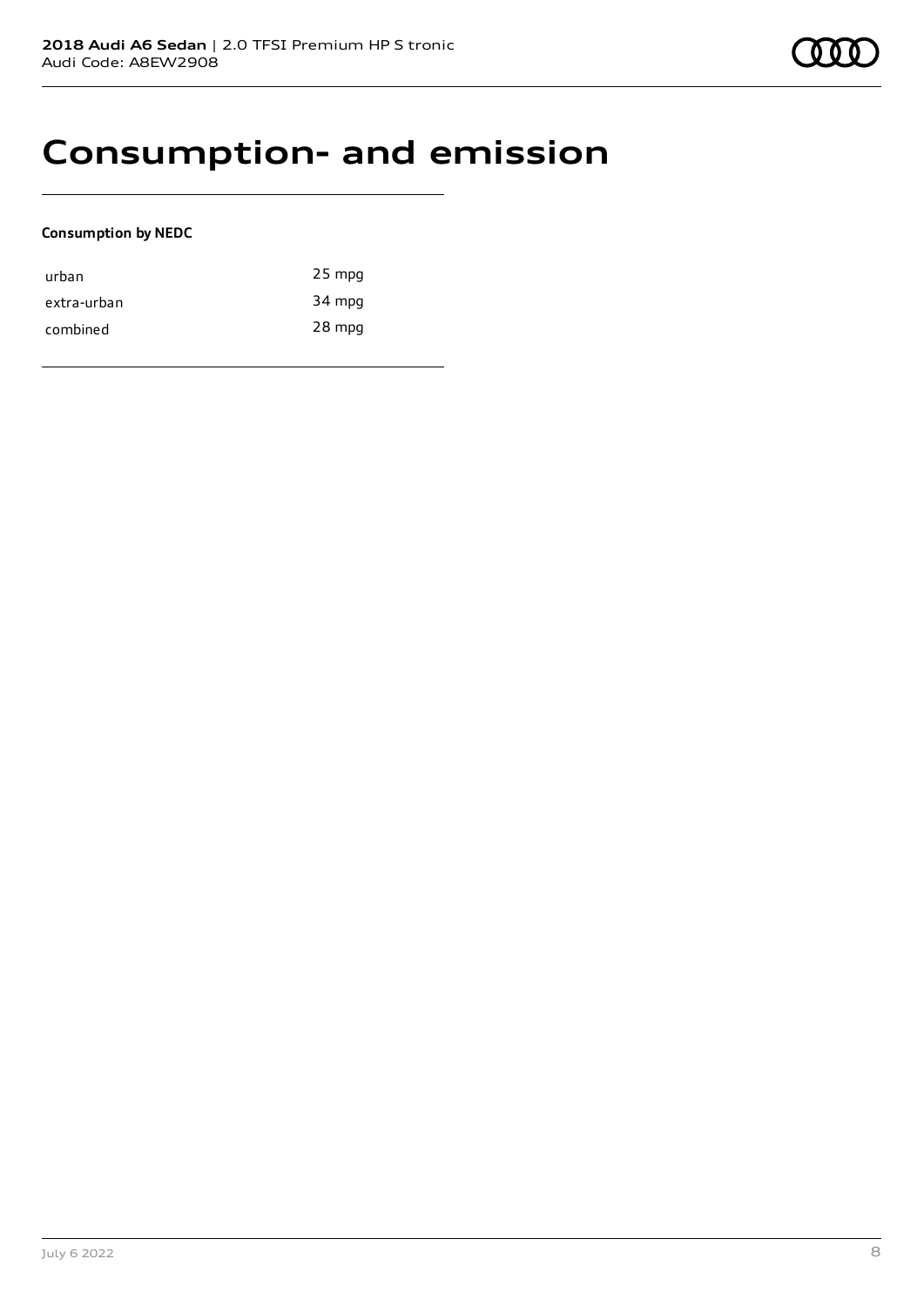# Consumption- and emission

**Consumption by NEDC**

| | |
|---|---|
| urban | 25 mpg |
| extra-urban | 34 mpg |
| combined | 28 mpg |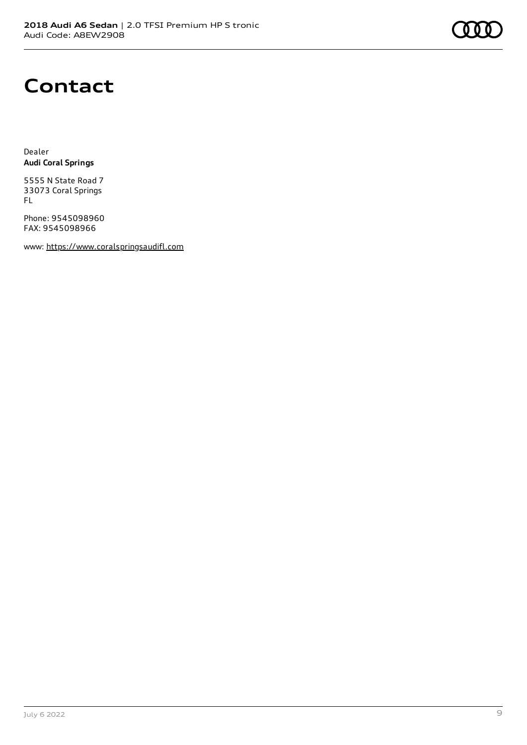# Contact

Dealer
**Audi Coral Springs**

5555 N State Road 7
33073 Coral Springs
FL

Phone: 9545098960
FAX: 9545098966

www: https://www.coralspringsaudifl.com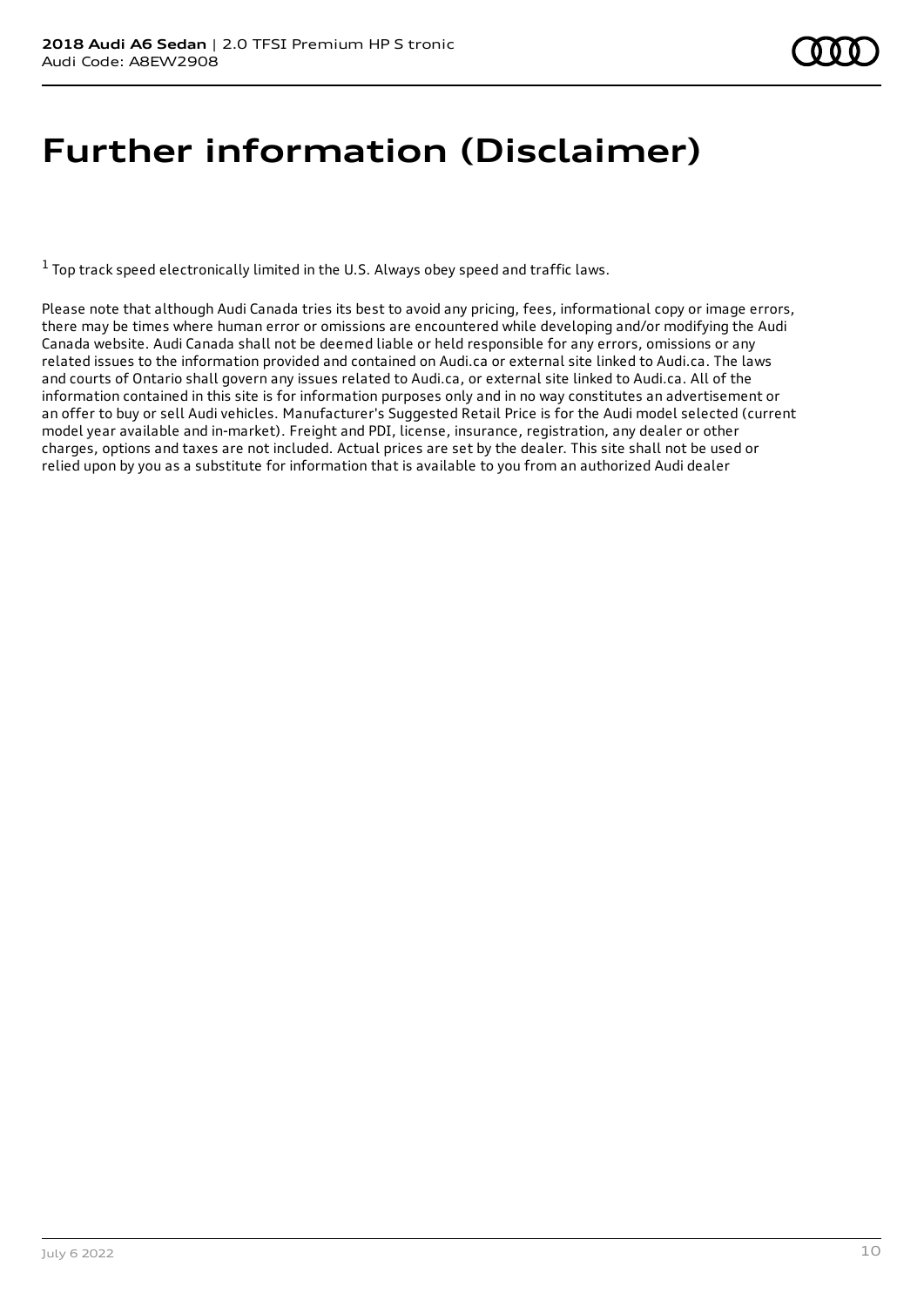# Further information (Disclaimer)

[1] Top track speed electronically limited in the U.S. Always obey speed and traffic laws.

Please note that although Audi Canada tries its best to avoid any pricing, fees, informational copy or image errors, there may be times where human error or omissions are encountered while developing and/or modifying the Audi Canada website. Audi Canada shall not be deemed liable or held responsible for any errors, omissions or any related issues to the information provided and contained on Audi.ca or external site linked to Audi.ca. The laws and courts of Ontario shall govern any issues related to Audi.ca, or external site linked to Audi.ca. All of the information contained in this site is for information purposes only and in no way constitutes an advertisement or an offer to buy or sell Audi vehicles. Manufacturer's Suggested Retail Price is for the Audi model selected (current model year available and in-market). Freight and PDI, license, insurance, registration, any dealer or other charges, options and taxes are not included. Actual prices are set by the dealer. This site shall not be used or relied upon by you as a substitute for information that is available to you from an authorized Audi dealer